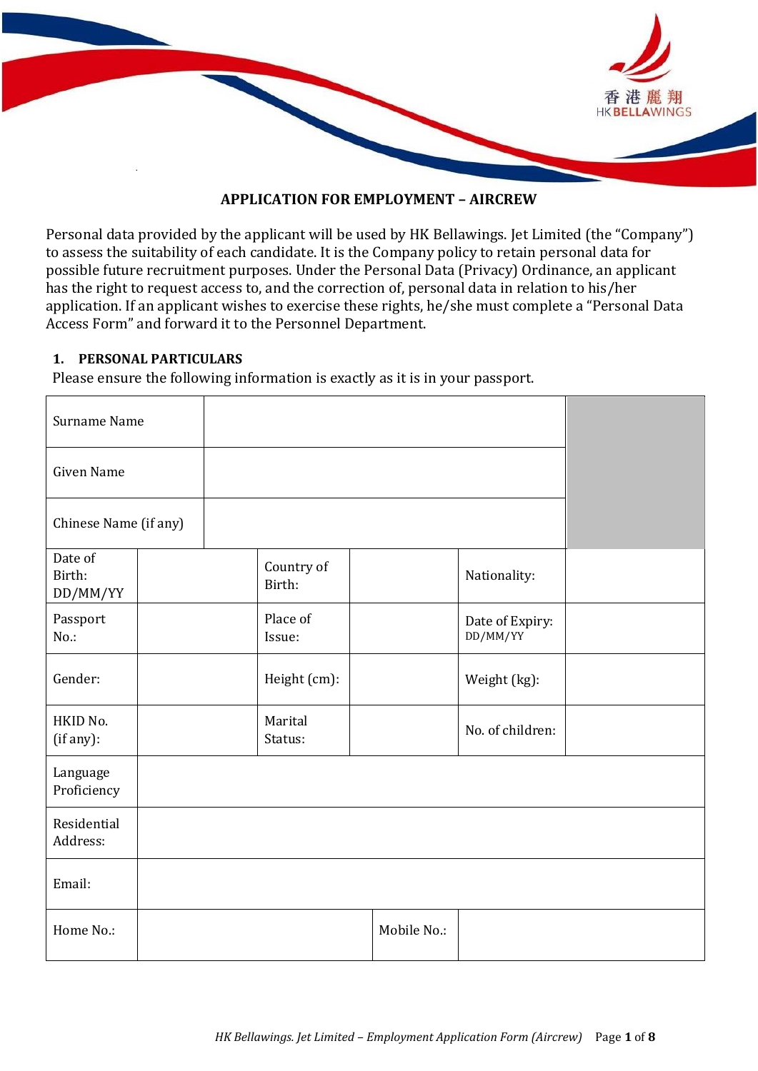香港麗翔
HK BELLAWINGS

# APPLICATION FOR EMPLOYMENT – AIRCREW

Personal data provided by the applicant will be used by HK Bellawings. Jet Limited (the "Company") to assess the suitability of each candidate. It is the Company policy to retain personal data for possible future recruitment purposes. Under the Personal Data (Privacy) Ordinance, an applicant has the right to request access to, and the correction of, personal data in relation to his/her application. If an applicant wishes to exercise these rights, he/she must complete a "Personal Data Access Form" and forward it to the Personnel Department.

## 1. PERSONAL PARTICULARS

Please ensure the following information is exactly as it is in your passport.

| | | | | | |
|---|---|---|---|---|---|
| Surname Name | | | | | |
| Given Name | | | | | |
| Chinese Name (if any) | | | | | |
| Date of Birth: DD/MM/YY | | Country of Birth: | | Nationality: | |
| Passport No.: | | Place of Issue: | | Date of Expiry: DD/MM/YY | |
| Gender: | | Height (cm): | | Weight (kg): | |
| HKID No. (if any): | | Marital Status: | | No. of children: | |
| Language Proficiency | | | | | |
| Residential Address: | | | | | |
| Email: | | | | | |
| Home No.: | | | Mobile No.: | | |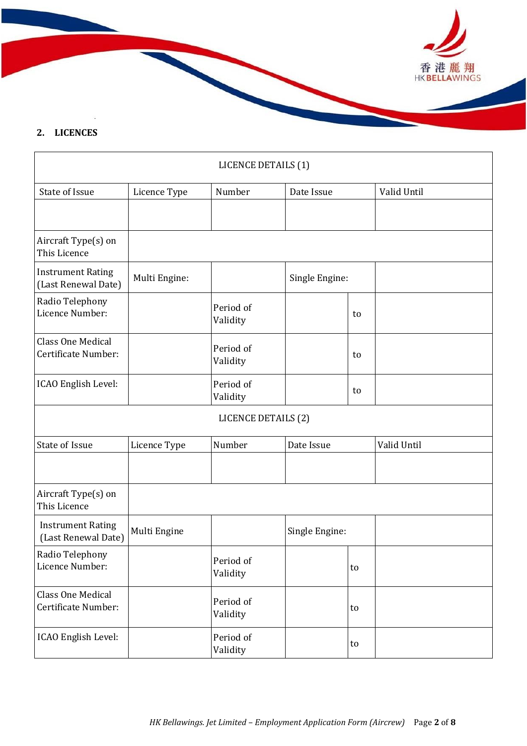## 2. LICENCES

| LICENCE DETAILS (1) | | | | | |
|---|---|---|---|---|---|
| State of Issue | Licence Type | Number | Date Issue | | Valid Until |
| | | | | | |
| Aircraft Type(s) on This Licence | | | | | |
| Instrument Rating (Last Renewal Date) | Multi Engine: | | Single Engine: | | |
| Radio Telephony Licence Number: | | Period of Validity | | to | |
| Class One Medical Certificate Number: | | Period of Validity | | to | |
| ICAO English Level: | | Period of Validity | | to | |
| LICENCE DETAILS (2) | | | | | |
| State of Issue | Licence Type | Number | Date Issue | | Valid Until |
| | | | | | |
| Aircraft Type(s) on This Licence | | | | | |
| Instrument Rating (Last Renewal Date) | Multi Engine | | Single Engine: | | |
| Radio Telephony Licence Number: | | Period of Validity | | to | |
| Class One Medical Certificate Number: | | Period of Validity | | to | |
| ICAO English Level: | | Period of Validity | | to | |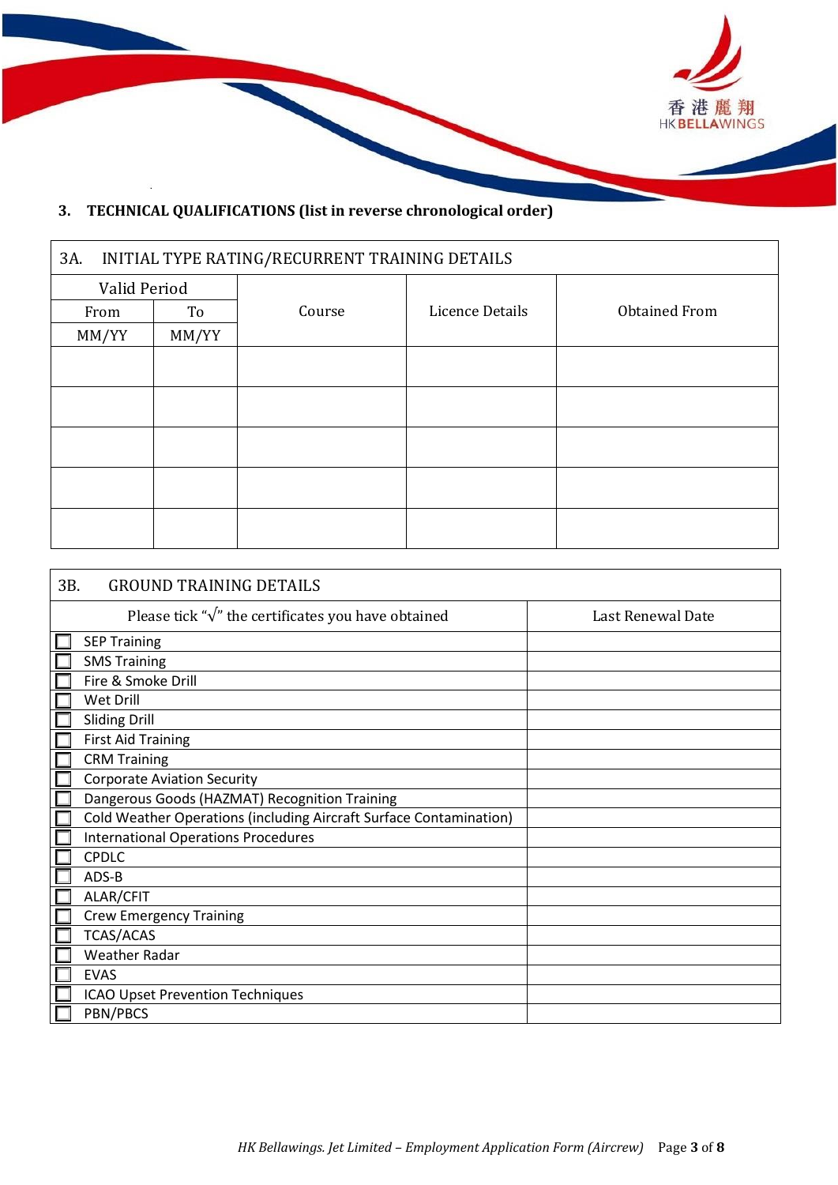## 3. TECHNICAL QUALIFICATIONS (list in reverse chronological order)

### 3A. INITIAL TYPE RATING/RECURRENT TRAINING DETAILS

| Valid Period | | Course | Licence Details | Obtained From |
|---|---|---|---|---|
| From | To | | | |
| MM/YY | MM/YY | | | |
| | | | | |
| | | | | |
| | | | | |
| | | | | |
| | | | | |

### 3B. GROUND TRAINING DETAILS

| Please tick "√" the certificates you have obtained | Last Renewal Date |
|---|---|
| ☐ SEP Training | |
| ☐ SMS Training | |
| ☐ Fire & Smoke Drill | |
| ☐ Wet Drill | |
| ☐ Sliding Drill | |
| ☐ First Aid Training | |
| ☐ CRM Training | |
| ☐ Corporate Aviation Security | |
| ☐ Dangerous Goods (HAZMAT) Recognition Training | |
| ☐ Cold Weather Operations (including Aircraft Surface Contamination) | |
| ☐ International Operations Procedures | |
| ☐ CPDLC | |
| ☐ ADS-B | |
| ☐ ALAR/CFIT | |
| ☐ Crew Emergency Training | |
| ☐ TCAS/ACAS | |
| ☐ Weather Radar | |
| ☐ EVAS | |
| ☐ ICAO Upset Prevention Techniques | |
| ☐ PBN/PBCS | |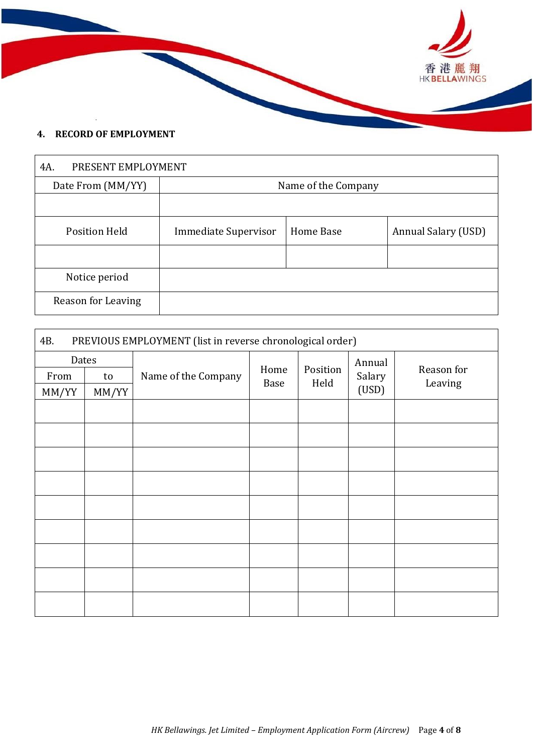## 4. RECORD OF EMPLOYMENT

| 4A. PRESENT EMPLOYMENT | | | |
|---|---|---|---|
| Date From (MM/YY) | Name of the Company | | |
| | | | |
| Position Held | Immediate Supervisor | Home Base | Annual Salary (USD) |
| | | | |
| Notice period | | | |
| Reason for Leaving | | | |

| 4B. PREVIOUS EMPLOYMENT (list in reverse chronological order) | | | | | | |
|---|---|---|---|---|---|---|
| Dates | | Name of the Company | Home Base | Position Held | Annual Salary (USD) | Reason for Leaving |
| From | to | | | | | |
| MM/YY | MM/YY | | | | | |
| | | | | | | |
| | | | | | | |
| | | | | | | |
| | | | | | | |
| | | | | | | |
| | | | | | | |
| | | | | | | |
| | | | | | | |
| | | | | | | |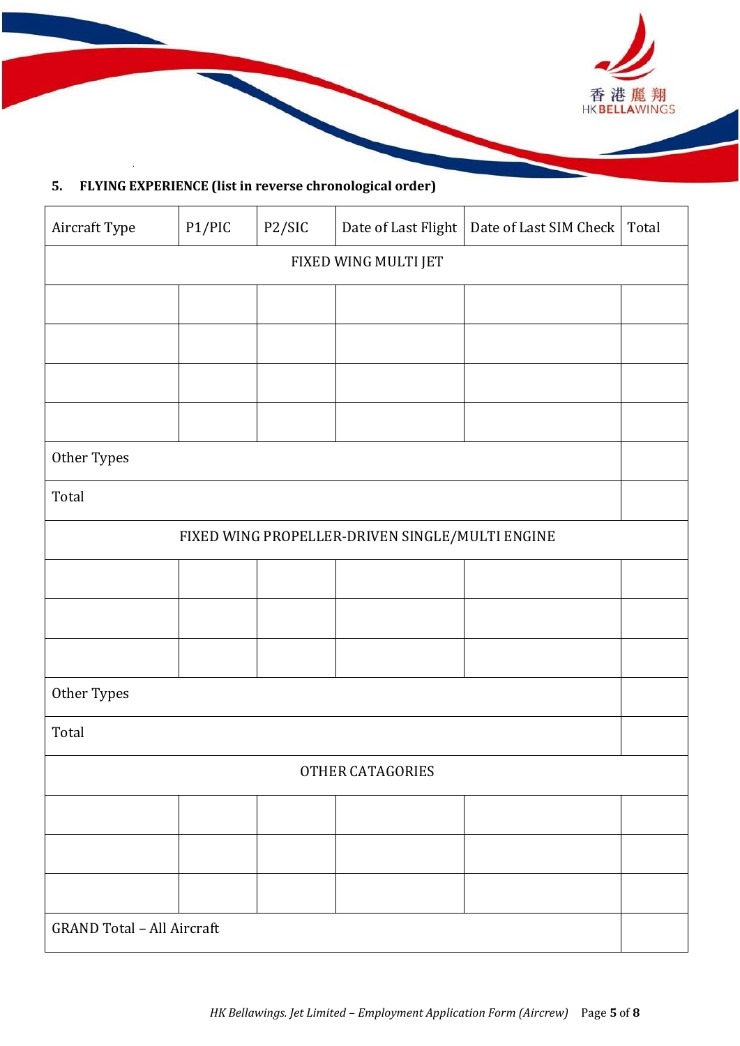### 5. FLYING EXPERIENCE (list in reverse chronological order)

| Aircraft Type | P1/PIC | P2/SIC | Date of Last Flight | Date of Last SIM Check | Total |
|---|---|---|---|---|---|
| FIXED WING MULTI JET | | | | | |
| | | | | | |
| | | | | | |
| | | | | | |
| | | | | | |
| Other Types | | | | | |
| Total | | | | | |
| FIXED WING PROPELLER-DRIVEN SINGLE/MULTI ENGINE | | | | | |
| | | | | | |
| | | | | | |
| | | | | | |
| Other Types | | | | | |
| Total | | | | | |
| OTHER CATAGORIES | | | | | |
| | | | | | |
| | | | | | |
| | | | | | |
| GRAND Total – All Aircraft | | | | | |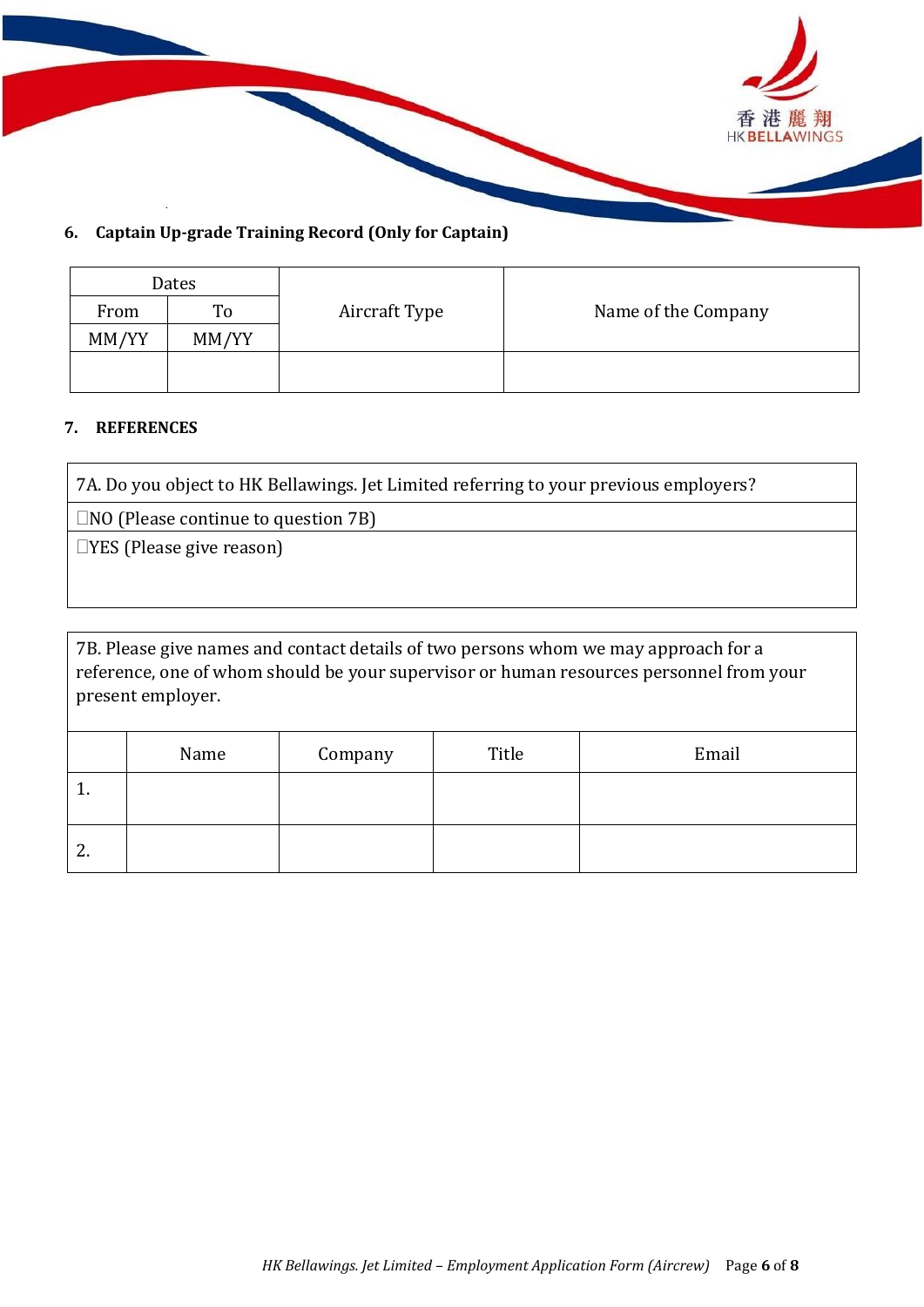### 6. Captain Up-grade Training Record (Only for Captain)

| Dates | | Aircraft Type | Name of the Company |
|---|---|---|---|
| From | To | | |
| MM/YY | MM/YY | | |
| | | | |

### 7. REFERENCES

| 7A. Do you object to HK Bellawings. Jet Limited referring to your previous employers? |
|---|
| ☐NO (Please continue to question 7B) |
| ☐YES (Please give reason) |

7B. Please give names and contact details of two persons whom we may approach for a reference, one of whom should be your supervisor or human resources personnel from your present employer.

| | Name | Company | Title | Email |
|---|---|---|---|---|
| 1. | | | | |
| 2. | | | | |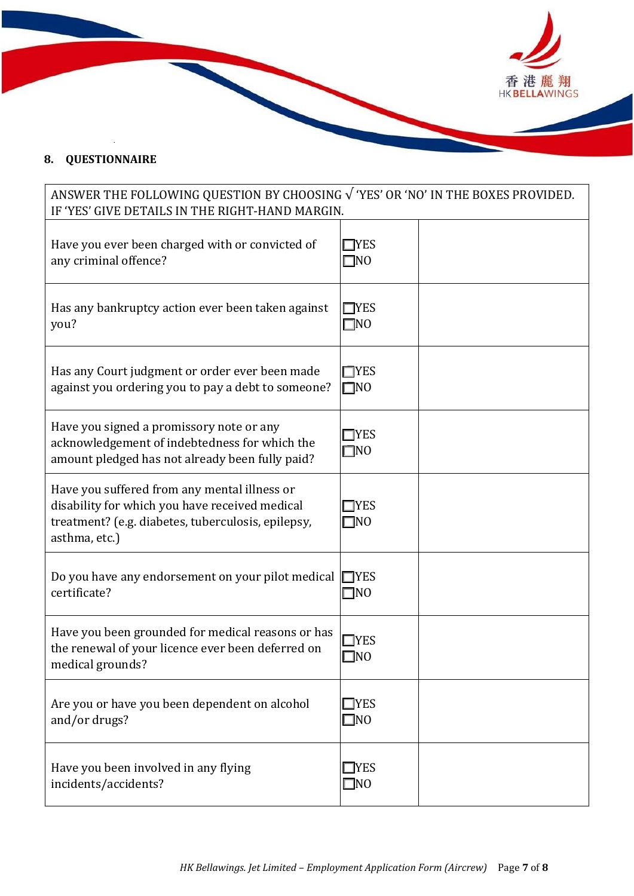## 8. QUESTIONNAIRE

| ANSWER THE FOLLOWING QUESTION BY CHOOSING √ 'YES' OR 'NO' IN THE BOXES PROVIDED. IF 'YES' GIVE DETAILS IN THE RIGHT-HAND MARGIN. | | |
|---|---|---|
| Have you ever been charged with or convicted of any criminal offence? | ☐YES<br>☐NO | |
| Has any bankruptcy action ever been taken against you? | ☐YES<br>☐NO | |
| Has any Court judgment or order ever been made against you ordering you to pay a debt to someone? | ☐YES<br>☐NO | |
| Have you signed a promissory note or any acknowledgement of indebtedness for which the amount pledged has not already been fully paid? | ☐YES<br>☐NO | |
| Have you suffered from any mental illness or disability for which you have received medical treatment? (e.g. diabetes, tuberculosis, epilepsy, asthma, etc.) | ☐YES<br>☐NO | |
| Do you have any endorsement on your pilot medical certificate? | ☐YES<br>☐NO | |
| Have you been grounded for medical reasons or has the renewal of your licence ever been deferred on medical grounds? | ☐YES<br>☐NO | |
| Are you or have you been dependent on alcohol and/or drugs? | ☐YES<br>☐NO | |
| Have you been involved in any flying incidents/accidents? | ☐YES<br>☐NO | |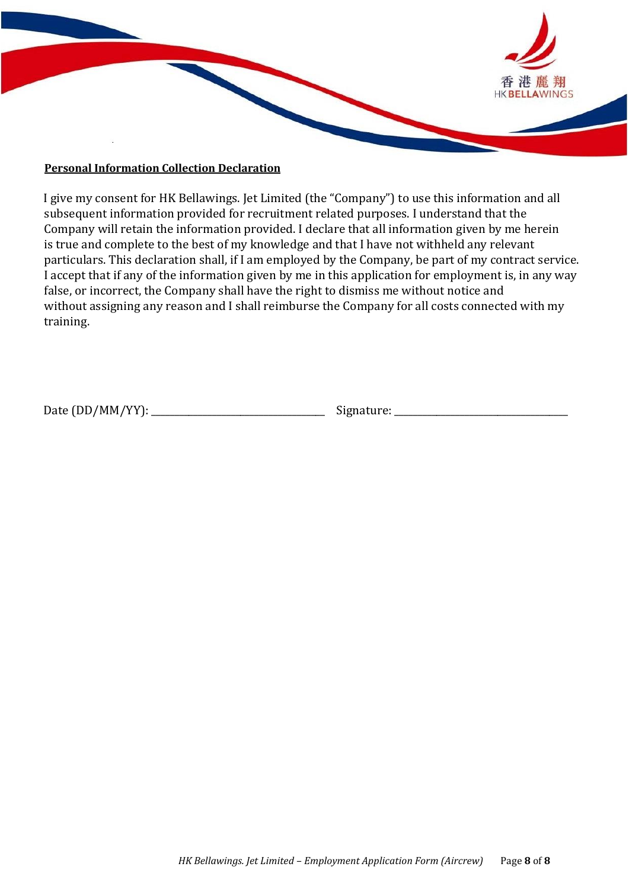**Personal Information Collection Declaration**

I give my consent for HK Bellawings. Jet Limited (the "Company") to use this information and all subsequent information provided for recruitment related purposes. I understand that the Company will retain the information provided. I declare that all information given by me herein is true and complete to the best of my knowledge and that I have not withheld any relevant particulars. This declaration shall, if I am employed by the Company, be part of my contract service. I accept that if any of the information given by me in this application for employment is, in any way false, or incorrect, the Company shall have the right to dismiss me without notice and without assigning any reason and I shall reimburse the Company for all costs connected with my training.

Date (DD/MM/YY): ______________________________ Signature: ______________________________